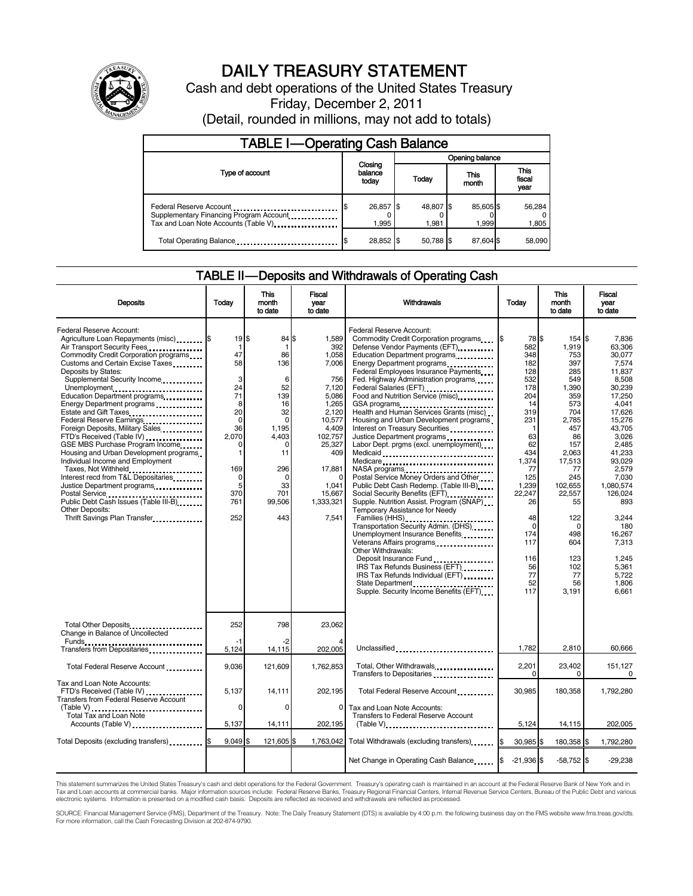# DAILY TREASURY STATEMENT

Cash and debt operations of the United States Treasury

Friday, December 2, 2011

(Detail, rounded in millions, may not add to totals)

## TABLE I—Operating Cash Balance

| Type of account | Closing balance today | Opening balance Today | Opening balance This month | Opening balance This fiscal year |
|---|---|---|---|---|
| Federal Reserve Account | $ 26,857 | $ 48,807 | $ 85,605 | $ 56,284 |
| Supplementary Financing Program Account | 0 | 0 | 0 | 0 |
| Tax and Loan Note Accounts (Table V) | 1,995 | 1,981 | 1,999 | 1,805 |
| Total Operating Balance | $ 28,852 | $ 50,788 | $ 87,604 | $ 58,090 |

## TABLE II—Deposits and Withdrawals of Operating Cash

| Deposits | Today | This month to date | Fiscal year to date |
|---|---|---|---|
| Federal Reserve Account: | | | |
| Agriculture Loan Repayments (misc) | $ 19 | $ 84 | $ 1,589 |
| Air Transport Security Fees | 1 | 1 | 392 |
| Commodity Credit Corporation programs | 47 | 86 | 1,058 |
| Customs and Certain Excise Taxes | 58 | 136 | 7,006 |
| Deposits by States: | | | |
| Supplemental Security Income | 3 | 6 | 756 |
| Unemployment | 24 | 52 | 7,120 |
| Education Department programs | 71 | 139 | 5,086 |
| Energy Department programs | 8 | 16 | 1,265 |
| Estate and Gift Taxes | 20 | 32 | 2,120 |
| Federal Reserve Earnings | 0 | 0 | 10,577 |
| Foreign Deposits, Military Sales | 36 | 1,195 | 4,409 |
| FTD's Received (Table IV) | 2,070 | 4,403 | 102,757 |
| GSE MBS Purchase Program Income | 0 | 0 | 25,327 |
| Housing and Urban Development programs | 1 | 11 | 409 |
| Individual Income and Employment Taxes, Not Withheld | 169 | 296 | 17,881 |
| Interest recd from T&L Depositaries | 0 | 0 | 0 |
| Justice Department programs | 5 | 33 | 1,041 |
| Postal Service | 370 | 701 | 15,667 |
| Public Debt Cash Issues (Table III-B) | 761 | 99,506 | 1,333,321 |
| Other Deposits: | | | |
| Thrift Savings Plan Transfer | 252 | 443 | 7,541 |
| Total Other Deposits | 252 | 798 | 23,062 |
| Change in Balance of Uncollected Funds | -1 | -2 | 4 |
| Transfers from Depositaries | 5,124 | 14,115 | 202,005 |
| Total Federal Reserve Account | 9,036 | 121,609 | 1,762,853 |
| Tax and Loan Note Accounts: | | | |
| FTD's Received (Table IV) | 5,137 | 14,111 | 202,195 |
| Transfers from Federal Reserve Account (Table V) | 0 | 0 | 0 |
| Total Tax and Loan Note Accounts (Table V) | 5,137 | 14,111 | 202,195 |
| Total Deposits (excluding transfers) | $ 9,049 | $ 121,605 | $ 1,763,042 |

| Withdrawals | Today | This month to date | Fiscal year to date |
|---|---|---|---|
| Federal Reserve Account: | | | |
| Commodity Credit Corporation programs | $ 78 | $ 154 | $ 7,836 |
| Defense Vendor Payments (EFT) | 582 | 1,919 | 63,306 |
| Education Department programs | 348 | 753 | 30,077 |
| Energy Department programs | 182 | 397 | 7,574 |
| Federal Employees Insurance Payments | 128 | 285 | 11,837 |
| Fed. Highway Administration programs | 532 | 549 | 8,508 |
| Federal Salaries (EFT) | 178 | 1,390 | 30,239 |
| Food and Nutrition Service (misc) | 204 | 359 | 17,250 |
| GSA programs | 14 | 573 | 4,041 |
| Health and Human Services Grants (misc) | 319 | 704 | 17,626 |
| Housing and Urban Development programs | 231 | 2,785 | 15,276 |
| Interest on Treasury Securities | 1 | 457 | 43,705 |
| Justice Department programs | 63 | 86 | 3,026 |
| Labor Dept. prgms (excl. unemployment) | 62 | 157 | 2,485 |
| Medicaid | 434 | 2,063 | 41,233 |
| Medicare | 1,374 | 17,513 | 93,029 |
| NASA programs | 77 | 77 | 2,579 |
| Postal Service Money Orders and Other | 125 | 245 | 7,030 |
| Public Debt Cash Redemp. (Table III-B) | 1,239 | 102,655 | 1,080,574 |
| Social Security Benefits (EFT) | 22,247 | 22,557 | 126,024 |
| Supple. Nutrition Assist. Program (SNAP) | 26 | 55 | 893 |
| Temporary Assistance for Needy Families (HHS) | 48 | 122 | 3,244 |
| Transportation Security Admin. (DHS) | 0 | 0 | 180 |
| Unemployment Insurance Benefits | 174 | 498 | 16,267 |
| Veterans Affairs programs | 117 | 604 | 7,313 |
| Other Withdrawals: | | | |
| Deposit Insurance Fund | 116 | 123 | 1,245 |
| IRS Tax Refunds Business (EFT) | 56 | 102 | 5,361 |
| IRS Tax Refunds Individual (EFT) | 77 | 77 | 5,722 |
| State Department | 52 | 56 | 1,806 |
| Supple. Security Income Benefits (EFT) | 117 | 3,191 | 6,661 |
| Unclassified | 1,782 | 2,810 | 60,666 |
| Total, Other Withdrawals | 2,201 | 23,402 | 151,127 |
| Transfers to Depositaries | 0 | 0 | 0 |
| Total Federal Reserve Account | 30,985 | 180,358 | 1,792,280 |
| Tax and Loan Note Accounts: | | | |
| Transfers to Federal Reserve Account (Table V) | 5,124 | 14,115 | 202,005 |
| Total Withdrawals (excluding transfers) | $ 30,985 | $ 180,358 | $ 1,792,280 |
| Net Change in Operating Cash Balance | $ -21,936 | $ -58,752 | $ -29,238 |

This statement summarizes the United States Treasury's cash and debt operations for the Federal Government. Treasury's operating cash is maintained in an account at the Federal Reserve Bank of New York and in Tax and Loan accounts at commercial banks. Major information sources include: Federal Reserve Banks, Treasury Regional Financial Centers, Internal Revenue Service Centers, Bureau of the Public Debt and various electronic systems. Information is presented on a modified cash basis. Deposits are reflected as received and withdrawals are reflected as processed.

SOURCE: Financial Management Service (FMS), Department of the Treasury. Note: The Daily Treasury Statement (DTS) is available by 4:00 p.m. the following business day on the FMS website www.fms.treas.gov/dts. For more information, call the Cash Forecasting Division at 202-874-9790.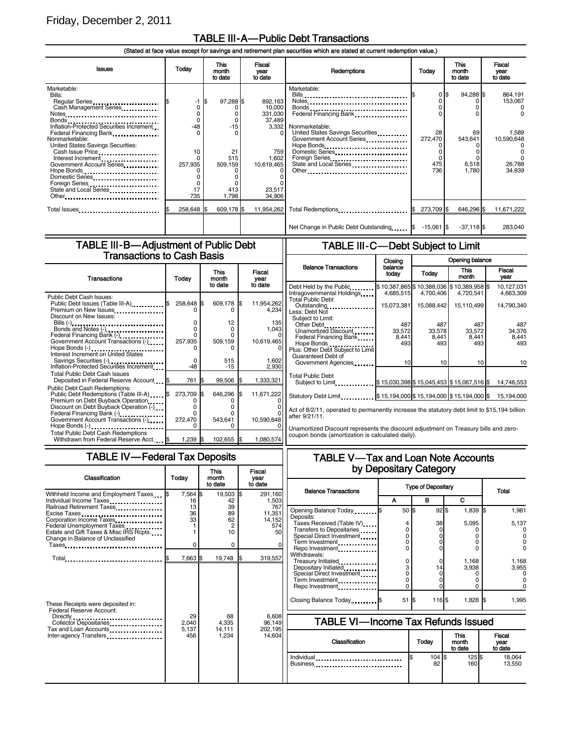Friday, December 2, 2011

## TABLE III-A—Public Debt Transactions

(Stated at face value except for savings and retirement plan securities which are stated at current redemption value.)

| Issues | Today | This month to date | Fiscal year to date | Redemptions | Today | This month to date | Fiscal year to date |
|---|---|---|---|---|---|---|---|
| Marketable: | | | | Marketable: | | | |
| Bills: | | | | Bills | $ 0 | $ 94,288 | $ 864,191 |
| Regular Series | $ -1 | $ 97,288 | $ 892,163 | Notes | 0 | 0 | 153,067 |
| Cash Management Series | 0 | 0 | 10,000 | Bonds | 0 | 0 | 0 |
| Notes | 0 | 0 | 331,030 | Federal Financing Bank | 0 | 0 | 0 |
| Bonds | 0 | 0 | 37,489 | | | | |
| Inflation-Protected Securities Increment | -48 | -15 | 3,332 | Nonmarketable: | | | |
| Federal Financing Bank | 0 | 0 | 0 | United States Savings Securities | 28 | 69 | 1,589 |
| Nonmarketable: | | | | Government Account Series | 272,470 | 543,641 | 10,590,648 |
| United States Savings Securities: | | | | Hope Bonds | 0 | 0 | 0 |
| Cash Issue Price | 10 | 21 | 759 | Domestic Series | 0 | 0 | 0 |
| Interest Increment | 0 | 515 | 1,602 | Foreign Series | 0 | 0 | 0 |
| Government Account Series | 257,935 | 509,159 | 10,619,465 | State and Local Series | 475 | 6,518 | 26,788 |
| Hope Bonds | 0 | 0 | 0 | Other | 736 | 1,780 | 34,939 |
| Domestic Series | 0 | 0 | 0 | | | | |
| Foreign Series | 0 | 0 | 0 | | | | |
| State and Local Series | 17 | 413 | 23,517 | | | | |
| Other | 735 | 1,798 | 34,906 | | | | |
| Total Issues | $ 258,648 | $ 609,178 | $ 11,954,262 | Total Redemptions | $ 273,709 | $ 646,296 | $ 11,671,222 |
| | | | | Net Change in Public Debt Outstanding | $ -15,061 | $ -37,118 | $ 283,040 |

## TABLE III-B—Adjustment of Public Debt Transactions to Cash Basis

| Transactions | Today | This month to date | Fiscal year to date |
|---|---|---|---|
| Public Debt Cash Issues: | | | |
| Public Debt Issues (Table III-A) | $ 258,648 | $ 609,178 | $ 11,954,262 |
| Premium on New Issues | 0 | 0 | 4,234 |
| Discount on New Issues: | | | |
| Bills (-) | 0 | 12 | 135 |
| Bonds and Notes (-) | 0 | 0 | 1,043 |
| Federal Financing Bank (-) | 0 | 0 | 0 |
| Government Account Transactions (-) | 257,935 | 509,159 | 10,619,465 |
| Hope Bonds (-) | 0 | 0 | 0 |
| Interest Increment on United States Savings Securities (-) | 0 | 515 | 1,602 |
| Inflation-Protected Securities Increment | -48 | -15 | 2,930 |
| Total Public Debt Cash Issues Deposited in Federal Reserve Account | $ 761 | $ 99,506 | $ 1,333,321 |
| Public Debt Cash Redemptions: | | | |
| Public Debt Redemptions (Table III-A) | $ 273,709 | $ 646,296 | $ 11,671,222 |
| Premium on Debt Buyback Operation | 0 | 0 | 0 |
| Discount on Debt Buyback Operation (-) | 0 | 0 | 0 |
| Federal Financing Bank (-) | 0 | 0 | 0 |
| Government Account Transactions (-) | 272,470 | 543,641 | 10,590,648 |
| Hope Bonds (-) | 0 | 0 | 0 |
| Total Public Debt Cash Redemptions Withdrawn from Federal Reserve Acct. | $ 1,239 | $ 102,655 | $ 1,080,574 |

## TABLE III-C—Debt Subject to Limit

| Balance Transactions | Closing balance today | Opening balance Today | Opening balance This month | Opening balance Fiscal year |
|---|---|---|---|---|
| Debt Held by the Public | $ 10,387,865 | $ 10,388,036 | $ 10,389,958 | $ 10,127,031 |
| Intragovernmental Holdings | 4,685,515 | 4,700,406 | 4,720,541 | 4,663,309 |
| Total Public Debt Outstanding | 15,073,381 | 15,088,442 | 15,110,499 | 14,790,340 |
| Less: Debt Not Subject to Limit: | | | | |
| Other Debt | 487 | 487 | 487 | 487 |
| Unamortized Discount | 33,572 | 33,578 | 33,572 | 34,376 |
| Federal Financing Bank | 8,441 | 8,441 | 8,441 | 8,441 |
| Hope Bonds | 493 | 493 | 493 | 493 |
| Plus: Other Debt Subject to Limit | | | | |
| Guaranteed Debt of Government Agencies | 10 | 10 | 10 | 10 |
| Total Public Debt Subject to Limit | $ 15,030,398 | $ 15,045,453 | $ 15,067,516 | $ 14,746,553 |
| Statutory Debt Limit | $ 15,194,000 | $ 15,194,000 | $ 15,194,000 | $ 15,194,000 |

Act of 8/2/11, operated to permanently increase the statutory debt limit to $15,194 billion after 9/21/11.

Unamortized Discount represents the discount adjustment on Treasury bills and zero-coupon bonds (amortization is calculated daily).

## TABLE IV—Federal Tax Deposits

| Classification | Today | This month to date | Fiscal year to date |
|---|---|---|---|
| Withheld Income and Employment Taxes | $ 7,564 | $ 19,503 | $ 291,160 |
| Individual Income Taxes | 16 | 42 | 1,503 |
| Railroad Retirement Taxes | 13 | 39 | 767 |
| Excise Taxes | 36 | 89 | 11,351 |
| Corporation Income Taxes | 33 | 62 | 14,152 |
| Federal Unemployment Taxes | 1 | 2 | 574 |
| Estate and Gift Taxes & Misc IRS Rcpts. | 1 | 10 | 50 |
| Change in Balance of Unclassified Taxes | 0 | 0 | 0 |
| Total | $ 7,663 | $ 19,748 | $ 319,557 |
| These Receipts were deposited in: | | | |
| Federal Reserve Account: | | | |
| Directly | 29 | 68 | 6,608 |
| Collector Depositaries | 2,040 | 4,335 | 96,149 |
| Tax and Loan Accounts | 5,137 | 14,111 | 202,195 |
| Inter-agency Transfers | 456 | 1,234 | 14,604 |

## TABLE V—Tax and Loan Note Accounts by Depositary Category

| Balance Transactions | Type of Depositary A | B | C | Total |
|---|---|---|---|---|
| Opening Balance Today | $ 50 | $ 92 | $ 1,839 | $ 1,981 |
| Deposits: | | | | |
| Taxes Received (Table IV) | 4 | 38 | 5,095 | 5,137 |
| Transfers to Depositaries | 0 | 0 | 0 | 0 |
| Special Direct Investment | 0 | 0 | 0 | 0 |
| Term Investment | 0 | 0 | 0 | 0 |
| Repo Investment | 0 | 0 | 0 | 0 |
| Withdrawals: | | | | |
| Treasury Initiated | 0 | 0 | 1,168 | 1,168 |
| Depositary Initiated | 3 | 14 | 3,938 | 3,955 |
| Special Direct Investment | 0 | 0 | 0 | 0 |
| Term Investment | 0 | 0 | 0 | 0 |
| Repo Investment | 0 | 0 | 0 | 0 |
| Closing Balance Today | $ 51 | $ 116 | $ 1,828 | $ 1,995 |

## TABLE VI—Income Tax Refunds Issued

| Classification | Today | This month to date | Fiscal year to date |
|---|---|---|---|
| Individual | $ 104 | $ 125 | $ 18,064 |
| Business | 82 | 160 | 13,550 |